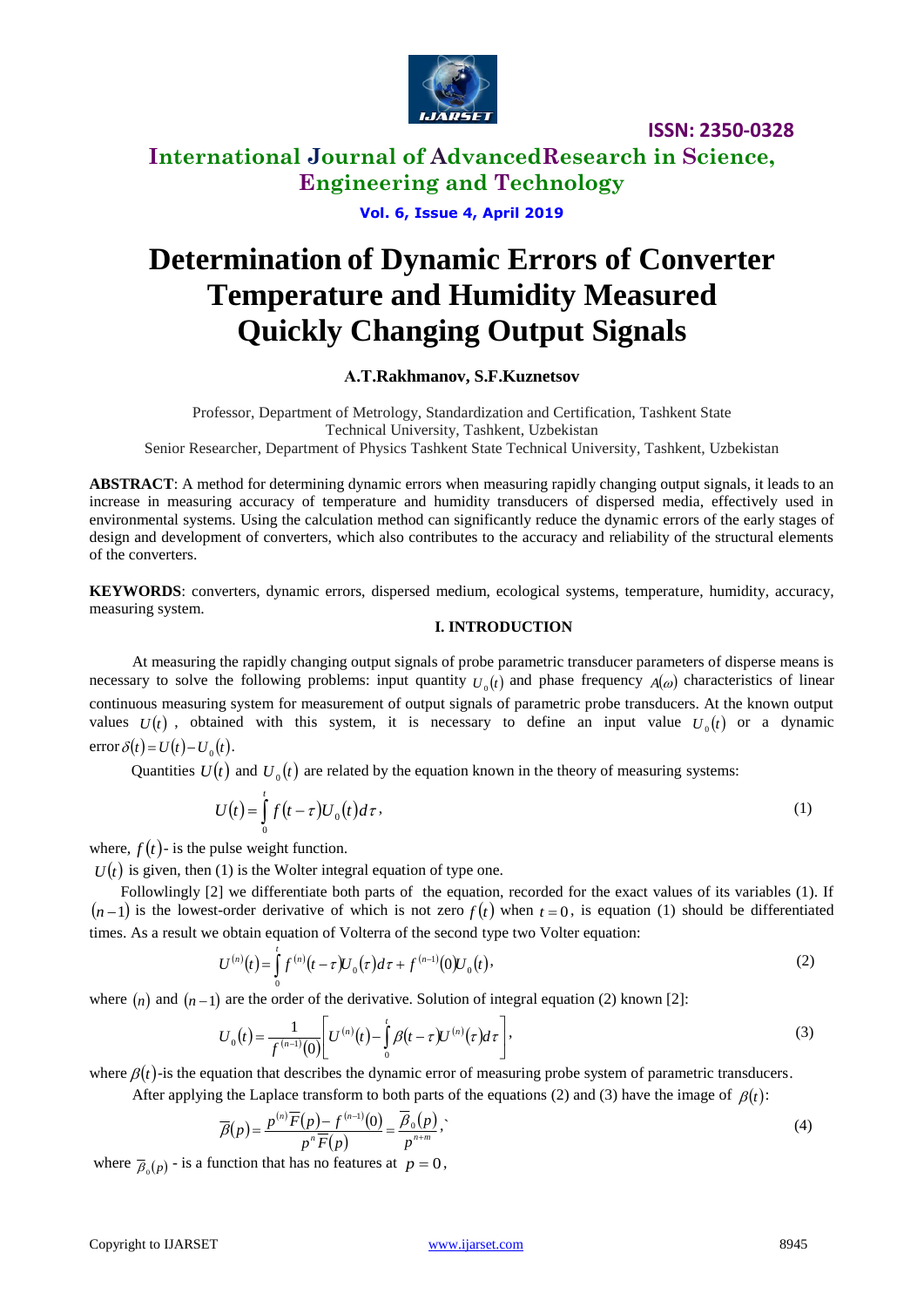**ISSN: 2350-0328**

# Determination of Dynamic Errors of Converter Temperature and Humidity Measured Quickly Changing Output Signals

**A.T.Rakhmanov, S.F.Kuznetsov**

Professor, Department of Metrology, Standardization and Certification, Tashkent State Technical University, Tashkent, Uzbekistan

Senior Researcher, Department of Physics Tashkent State Technical University, Tashkent, Uzbekistan

**ABSTRACT**: A method for determining dynamic errors when measuring rapidly changing output signals, it leads to an increase in measuring accuracy of temperature and humidity transducers of dispersed media, effectively used in environmental systems. Using the calculation method can significantly reduce the dynamic errors of the early stages of design and development of converters, which also contributes to the accuracy and reliability of the structural elements of the converters.

**KEYWORDS**: converters, dynamic errors, dispersed medium, ecological systems, temperature, humidity, accuracy, measuring system.

## I. INTRODUCTION

At measuring the rapidly changing output signals of probe parametric transducer parameters of disperse means is necessary to solve the following problems: input quantity $U_0(t)$ and phase frequency $A(\omega)$ characteristics of linear continuous measuring system for measurement of output signals of parametric probe transducers. At the known output values $U(t)$, obtained with this system, it is necessary to define an input value $U_0(t)$ or a dynamic error $\delta(t) = U(t) - U_0(t)$.

Quantities $U(t)$ and $U_0(t)$ are related by the equation known in the theory of measuring systems:

$$U(t) = \int_0^t f(t-\tau)U_0(t)d\tau, \tag{1}$$

where, $f(t)$- is the pulse weight function.

$U(t)$ is given, then (1) is the Wolter integral equation of type one.

Followlingly [2] we differentiate both parts of the equation, recorded for the exact values of its variables (1). If $(n-1)$ is the lowest-order derivative of which is not zero $f(t)$ when $t = 0$, is equation (1) should be differentiated times. As a result we obtain equation of Volterra of the second type two Volter equation:

$$U^{(n)}(t) = \int_0^t f^{(n)}(t-\tau)U_0(\tau)d\tau + f^{(n-1)}(0)U_0(t), \tag{2}$$

where $(n)$ and $(n-1)$ are the order of the derivative. Solution of integral equation (2) known [2]:

$$U_0(t) = \frac{1}{f^{(n-1)}(0)}\left[U^{(n)}(t) - \int_0^t \beta(t-\tau)U^{(n)}(\tau)d\tau\right], \tag{3}$$

where $\beta(t)$-is the equation that describes the dynamic error of measuring probe system of parametric transducers.

After applying the Laplace transform to both parts of the equations (2) and (3) have the image of $\beta(t)$:

$$\overline{\beta}(p) = \frac{p^{(n)}\overline{F}(p) - f^{(n-1)}(0)}{p^n \overline{F}(p)} = \frac{\overline{\beta}_0(p)}{p^{n+m}}, \tag{4}$$

where $\overline{\beta}_0(p)$ - is a function that has no features at $p = 0$,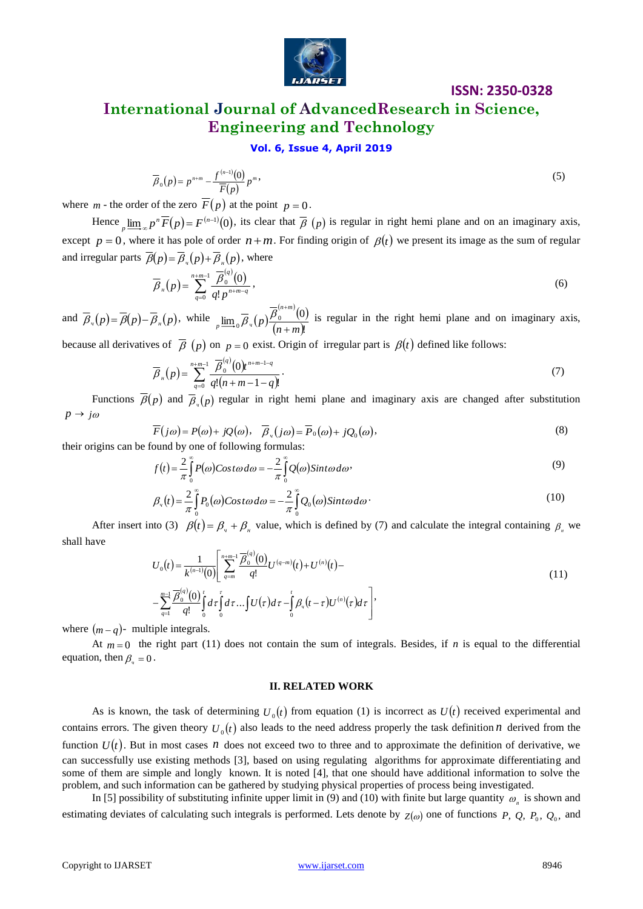$$\overline{\beta}_0(p) = p^{n+m} - \frac{f^{(n-1)}(0)}{\overline{F}(p)} p^m, \tag{5}$$

where $m$ - the order of the zero $\overline{F}(p)$ at the point $p = 0$.

Hence $\lim_{p \to \infty} p^n \overline{F}(p) = F^{(n-1)}(0)$, its clear that $\overline{\beta}(p)$ is regular in right hemi plane and on an imaginary axis, except $p = 0$, where it has pole of order $n+m$. For finding origin of $\beta(t)$ we present its image as the sum of regular and irregular parts $\overline{\beta}(p) = \overline{\beta}_ч(p) + \overline{\beta}_н(p)$, where

$$\overline{\beta}_н(p) = \sum_{q=0}^{n+m-1} \frac{\overline{\beta}_0^{(q)}(0)}{q!\, p^{n+m-q}}, \tag{6}$$

and $\overline{\beta}_ч(p) = \overline{\beta}(p) - \overline{\beta}_н(p)$, while $\lim_{p \to 0} \overline{\beta}_ч(p) \frac{\overline{\beta}_0^{(n+m)}(0)}{(n+m)!}$ is regular in the right hemi plane and on imaginary axis, because all derivatives of $\overline{\beta}(p)$ on $p = 0$ exist. Origin of irregular part is $\beta(t)$ defined like follows:

$$\overline{\beta}_н(p) = \sum_{q=0}^{n+m-1} \frac{\overline{\beta}_0^{(q)}(0) t^{n+m-1-q}}{q!(n+m-1-q)!}. \tag{7}$$

Functions $\overline{\beta}(p)$ and $\overline{\beta}_ч(p)$ regular in right hemi plane and imaginary axis are changed after substitution $p \to j\omega$

$$\overline{F}(j\omega) = P(\omega) + jQ(\omega), \quad \overline{\beta}_ч(j\omega) = \overline{P}_0(\omega) + jQ_0(\omega), \tag{8}$$

their origins can be found by one of following formulas:

$$f(t) = \frac{2}{\pi} \int_0^{\infty} P(\omega) Cos\, t\omega\, d\omega = -\frac{2}{\pi} \int_0^{\infty} Q(\omega) Sin\, t\omega\, d\omega, \tag{9}$$

$$\beta_ч(t) = \frac{2}{\pi} \int_0^{\infty} P_0(\omega) Cos\, t\omega\, d\omega = -\frac{2}{\pi} \int_0^{\infty} Q_0(\omega) Sin\, t\omega\, d\omega. \tag{10}$$

After insert into (3) $\beta(t) = \beta_ч + \beta_н$ value, which is defined by (7) and calculate the integral containing $\beta_н$ we shall have

$$U_0(t) = \frac{1}{k^{(n-1)}(0)} \left[ \sum_{q=m}^{n+m-1} \frac{\overline{\beta}_0^{(q)}(0)}{q!} U^{(q-m)}(t) + U^{(n)}(t) - \right.$$
$$\left. - \sum_{q=1}^{m-1} \frac{\overline{\beta}_0^{(q)}(0)}{q!} \int_0^t d\tau \int_0^{\tau} d\tau \ldots \int U(\tau) d\tau - \int_0^t \beta_ч(t-\tau) U^{(n)}(\tau) d\tau \right], \tag{11}$$

where $(m-q)$- multiple integrals.

At $m = 0$ the right part (11) does not contain the sum of integrals. Besides, if *n* is equal to the differential equation, then $\beta_ч = 0$.

## II. RELATED WORK

As is known, the task of determining $U_0(t)$ from equation (1) is incorrect as $U(t)$ received experimental and contains errors. The given theory $U_0(t)$ also leads to the need address properly the task definition $n$ derived from the function $U(t)$. But in most cases $n$ does not exceed two to three and to approximate the definition of derivative, we can successfully use existing methods [3], based on using regulating algorithms for approximate differentiating and some of them are simple and longly known. It is noted [4], that one should have additional information to solve the problem, and such information can be gathered by studying physical properties of process being investigated.

In [5] possibility of substituting infinite upper limit in (9) and (10) with finite but large quantity $\omega_n$ is shown and estimating deviates of calculating such integrals is performed. Lets denote by $z(\omega)$ one of functions $P$, $Q$, $P_0$, $Q_0$, and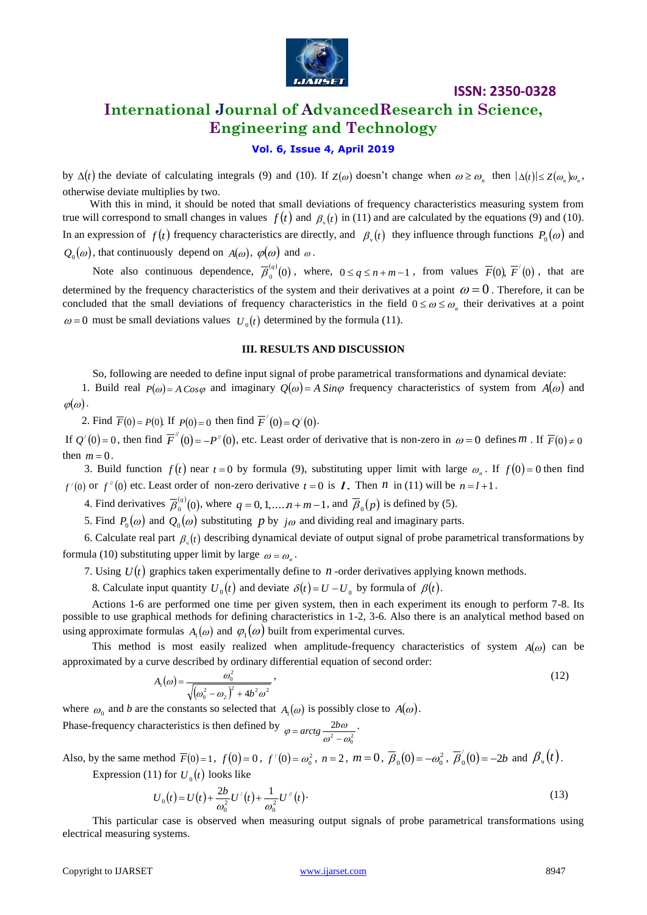by $\Delta(t)$ the deviate of calculating integrals (9) and (10). If $Z(\omega)$ doesn't change when $\omega \geq \omega_n$ then $|\Delta(t)| \leq Z(\omega_n)\omega_n$, otherwise deviate multiplies by two.

With this in mind, it should be noted that small deviations of frequency characteristics measuring system from true will correspond to small changes in values $f(t)$ and $\beta_v(t)$ in (11) and are calculated by the equations (9) and (10). In an expression of $f(t)$ frequency characteristics are directly, and $\beta_v(t)$ they influence through functions $P_0(\omega)$ and $Q_0(\omega)$, that continuously depend on $A(\omega)$, $\varphi(\omega)$ and $\omega$.

Note also continuous dependence, $\overline{\beta}_0^{(q)}(0)$, where, $0 \leq q \leq n+m-1$, from values $\overline{F}(0)$, $\overline{F}^{/}(0)$, that are determined by the frequency characteristics of the system and their derivatives at a point $\omega = 0$. Therefore, it can be concluded that the small deviations of frequency characteristics in the field $0 \leq \omega \leq \omega_n$ their derivatives at a point $\omega = 0$ must be small deviations values $U_0(t)$ determined by the formula (11).

### III. RESULTS AND DISCUSSION

So, following are needed to define input signal of probe parametrical transformations and dynamical deviate:

1. Build real $P(\omega) = A\,Cos\varphi$ and imaginary $Q(\omega) = A\,Sin\varphi$ frequency characteristics of system from $A(\omega)$ and $\varphi(\omega)$.

2. Find $\overline{F}(0) = P(0)$. If $P(0) = 0$ then find $\overline{F}^{/}(0) = Q^{/}(0)$.

If $Q^{/}(0) = 0$, then find $\overline{F}^{//}(0) = -P^{//}(0)$, etc. Least order of derivative that is non-zero in $\omega = 0$ defines $m$. If $\overline{F}(0) \neq 0$ then $m = 0$.

3. Build function $f(t)$ near $t = 0$ by formula (9), substituting upper limit with large $\omega_n$. If $f(0) = 0$ then find $f^{/}(0)$ or $f^{//}(0)$ etc. Least order of non-zero derivative $t = 0$ is $l$. Then $n$ in (11) will be $n = l + 1$.

4. Find derivatives $\overline{\beta}_0^{(q)}(0)$, where $q = 0, 1, \ldots, n+m-1$, and $\overline{\beta}_0(p)$ is defined by (5).

5. Find $P_0(\omega)$ and $Q_0(\omega)$ substituting $p$ by $j\omega$ and dividing real and imaginary parts.

6. Calculate real part $\beta_v(t)$ describing dynamical deviate of output signal of probe parametrical transformations by formula (10) substituting upper limit by large $\omega = \omega_n$.

7. Using $U(t)$ graphics taken experimentally define to $n$-order derivatives applying known methods.

8. Calculate input quantity $U_0(t)$ and deviate $\delta(t) = U - U_0$ by formula of $\beta(t)$.

Actions 1-6 are performed one time per given system, then in each experiment its enough to perform 7-8. Its possible to use graphical methods for defining characteristics in 1-2, 3-6. Also there is an analytical method based on using approximate formulas $A_1(\omega)$ and $\varphi_1(\omega)$ built from experimental curves.

This method is most easily realized when amplitude-frequency characteristics of system $A(\omega)$ can be approximated by a curve described by ordinary differential equation of second order:

$$A_1(\omega) = \frac{\omega_0^2}{\sqrt{(\omega_0^2 - \omega_2)^2 + 4b^2\omega^2}}, \tag{12}$$

where $\omega_0$ and $b$ are the constants so selected that $A_1(\omega)$ is possibly close to $A(\omega)$.

Phase-frequency characteristics is then defined by $\varphi = arctg\,\dfrac{2b\omega}{\omega^2 - \omega_0^2}$.

Also, by the same method $\overline{F}(0) = 1$, $f(0) = 0$, $f^{/}(0) = \omega_0^2$, $n = 2$, $m = 0$, $\overline{\beta}_0(0) = -\omega_0^2$, $\overline{\beta}_0^{/}(0) = -2b$ and $\beta_v(t)$.

Expression (11) for $U_0(t)$ looks like

$$U_0(t) = U(t) + \frac{2b}{\omega_0^2}U^{/}(t) + \frac{1}{\omega_0^2}U^{//}(t). \tag{13}$$

This particular case is observed when measuring output signals of probe parametrical transformations using electrical measuring systems.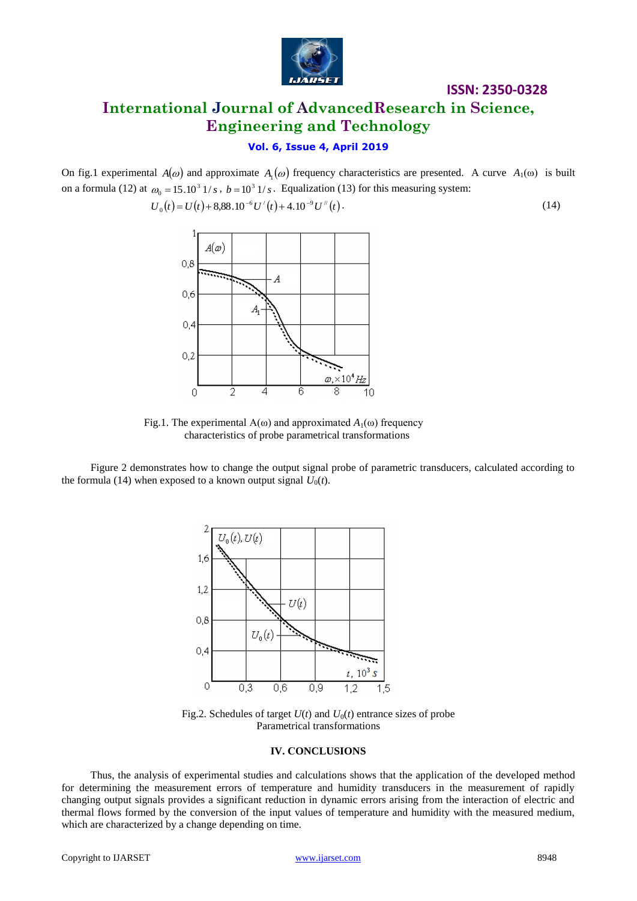On fig.1 experimental $A(\omega)$ and approximate $A_1(\omega)$ frequency characteristics are presented. A curve $A_1(\omega)$ is built on a formula (12) at $\omega_0 = 15.10^3\ 1/s$, $b = 10^3\ 1/s$. Equalization (13) for this measuring system:

$$U_0(t) = U(t) + 8{,}88.10^{-6}U'(t) + 4.10^{-9}U''(t). \tag{14}$$

Fig.1. The experimental $A(\omega)$ and approximated $A_1(\omega)$ frequency characteristics of probe parametrical transformations

Figure 2 demonstrates how to change the output signal probe of parametric transducers, calculated according to the formula (14) when exposed to a known output signal $U_0(t)$.

Fig.2. Schedules of target $U(t)$ and $U_0(t)$ entrance sizes of probe Parametrical transformations

## IV. CONCLUSIONS

Thus, the analysis of experimental studies and calculations shows that the application of the developed method for determining the measurement errors of temperature and humidity transducers in the measurement of rapidly changing output signals provides a significant reduction in dynamic errors arising from the interaction of electric and thermal flows formed by the conversion of the input values of temperature and humidity with the measured medium, which are characterized by a change depending on time.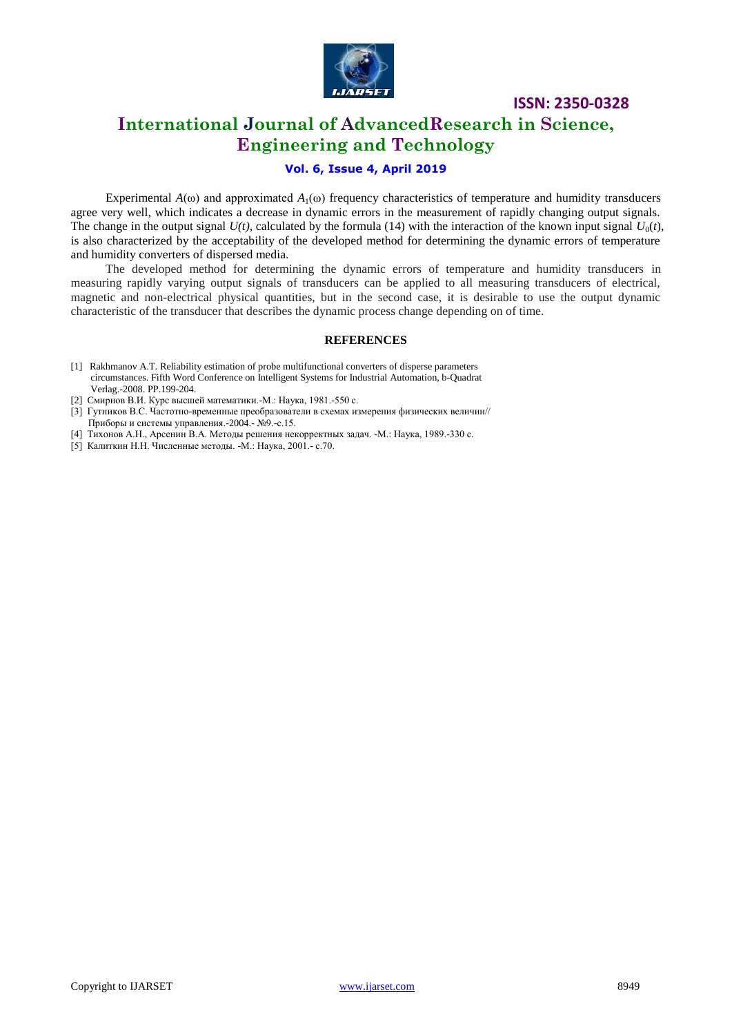Experimental $A(\omega)$ and approximated $A_1(\omega)$ frequency characteristics of temperature and humidity transducers agree very well, which indicates a decrease in dynamic errors in the measurement of rapidly changing output signals. The change in the output signal $U(t)$, calculated by the formula (14) with the interaction of the known input signal $U_0(t)$, is also characterized by the acceptability of the developed method for determining the dynamic errors of temperature and humidity converters of dispersed media.

The developed method for determining the dynamic errors of temperature and humidity transducers in measuring rapidly varying output signals of transducers can be applied to all measuring transducers of electrical, magnetic and non-electrical physical quantities, but in the second case, it is desirable to use the output dynamic characteristic of the transducer that describes the dynamic process change depending on of time.

## REFERENCES

[1] Rakhmanov A.T. Reliability estimation of probe multifunctional converters of disperse parameters circumstances. Fifth Word Conference on Intelligent Systems for Industrial Automation, b-Quadrat Verlag.-2008. PP.199-204.

[2] Смирнов В.И. Курс высшей математики.-М.: Наука, 1981.-550 с.

[3] Гутников В.С. Частотно-временные преобразователи в схемах измерения физических величин// Приборы и системы управления.-2004.- №9.-с.15.

[4] Тихонов А.Н., Арсенин В.А. Методы решения некорректных задач. -М.: Наука, 1989.-330 с.

[5] Калиткин Н.Н. Численные методы. -М.: Наука, 2001.- с.70.